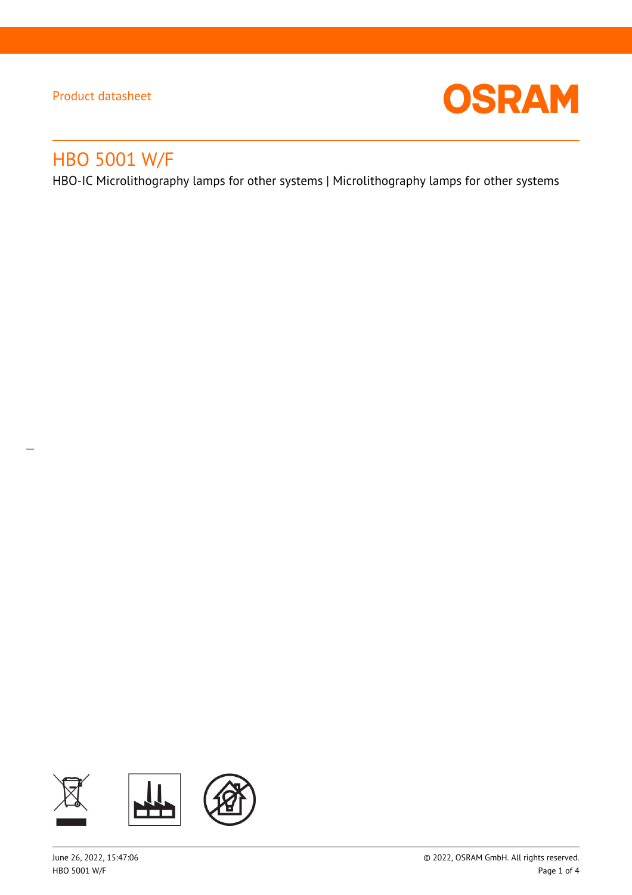Product datasheet

# HBO 5001 W/F

HBO-IC Microlithography lamps for other systems | Microlithography lamps for other systems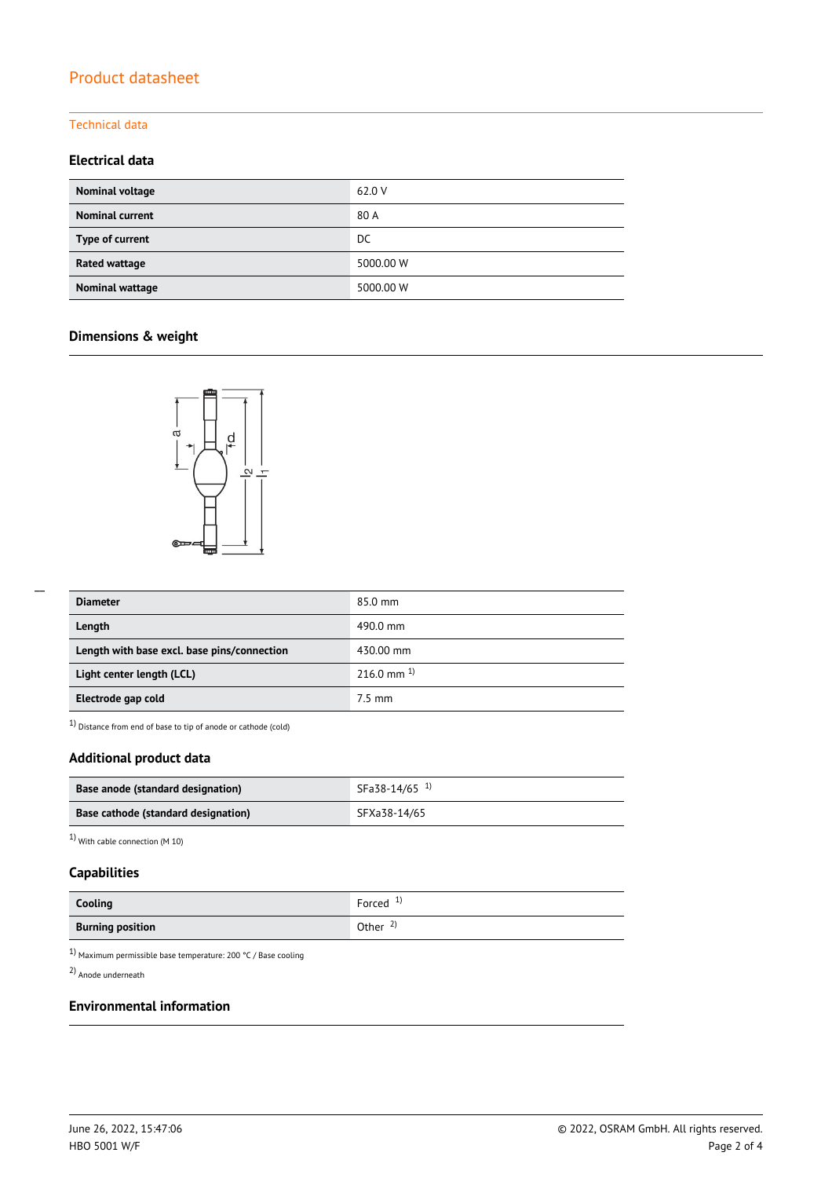## Technical data

### Electrical data

| | |
|---|---|
| **Nominal voltage** | 62.0 V |
| **Nominal current** | 80 A |
| **Type of current** | DC |
| **Rated wattage** | 5000.00 W |
| **Nominal wattage** | 5000.00 W |

### Dimensions & weight

| | |
|---|---|
| **Diameter** | 85.0 mm |
| **Length** | 490.0 mm |
| **Length with base excl. base pins/connection** | 430.00 mm |
| **Light center length (LCL)** | 216.0 mm [1] |
| **Electrode gap cold** | 7.5 mm |

[1] Distance from end of base to tip of anode or cathode (cold)

### Additional product data

| | |
|---|---|
| **Base anode (standard designation)** | SFa38-14/65 [1] |
| **Base cathode (standard designation)** | SFXa38-14/65 |

[1] With cable connection (M 10)

### Capabilities

| | |
|---|---|
| **Cooling** | Forced [1] |
| **Burning position** | Other [2] |

[1] Maximum permissible base temperature: 200 °C / Base cooling

[2] Anode underneath

### Environmental information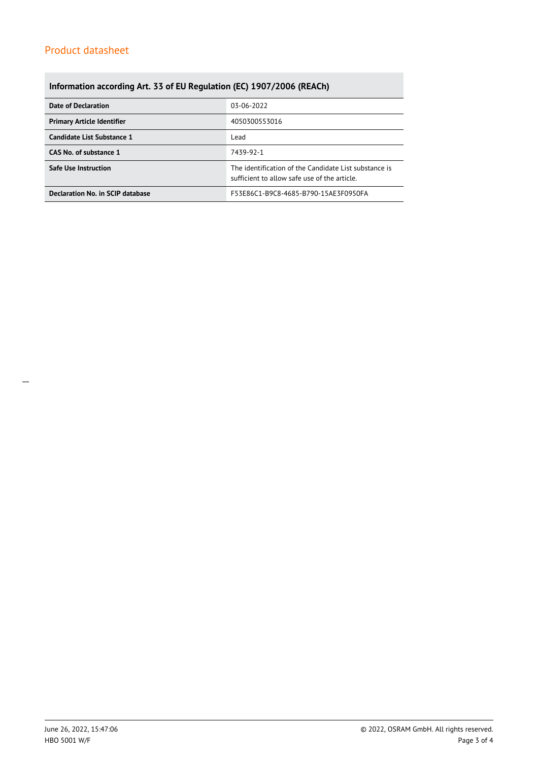## Information according Art. 33 of EU Regulation (EC) 1907/2006 (REACh)

| | |
|---|---|
| **Date of Declaration** | 03-06-2022 |
| **Primary Article Identifier** | 4050300553016 |
| **Candidate List Substance 1** | Lead |
| **CAS No. of substance 1** | 7439-92-1 |
| **Safe Use Instruction** | The identification of the Candidate List substance is sufficient to allow safe use of the article. |
| **Declaration No. in SCIP database** | F53E86C1-B9C8-4685-B790-15AE3F0950FA |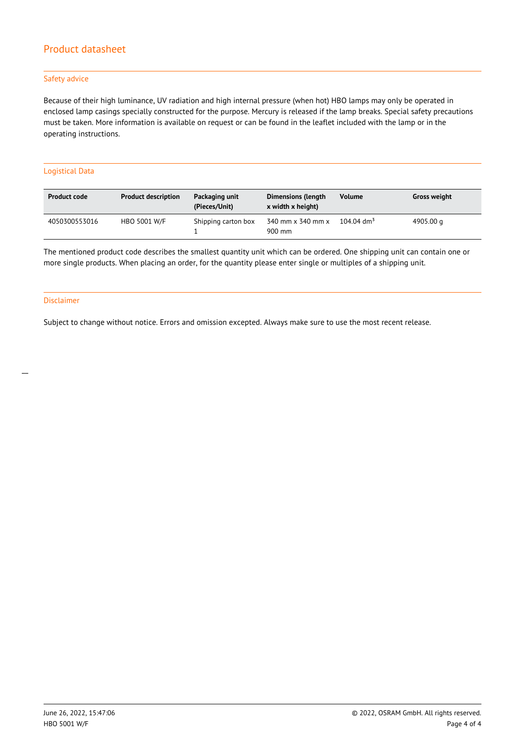## Safety advice

Because of their high luminance, UV radiation and high internal pressure (when hot) HBO lamps may only be operated in enclosed lamp casings specially constructed for the purpose. Mercury is released if the lamp breaks. Special safety precautions must be taken. More information is available on request or can be found in the leaflet included with the lamp or in the operating instructions.

## Logistical Data

| Product code | Product description | Packaging unit (Pieces/Unit) | Dimensions (length x width x height) | Volume | Gross weight |
|---|---|---|---|---|---|
| 4050300553016 | HBO 5001 W/F | Shipping carton box 1 | 340 mm x 340 mm x 900 mm | 104.04 $dm^3$ | 4905.00 g |

The mentioned product code describes the smallest quantity unit which can be ordered. One shipping unit can contain one or more single products. When placing an order, for the quantity please enter single or multiples of a shipping unit.

## Disclaimer

Subject to change without notice. Errors and omission excepted. Always make sure to use the most recent release.